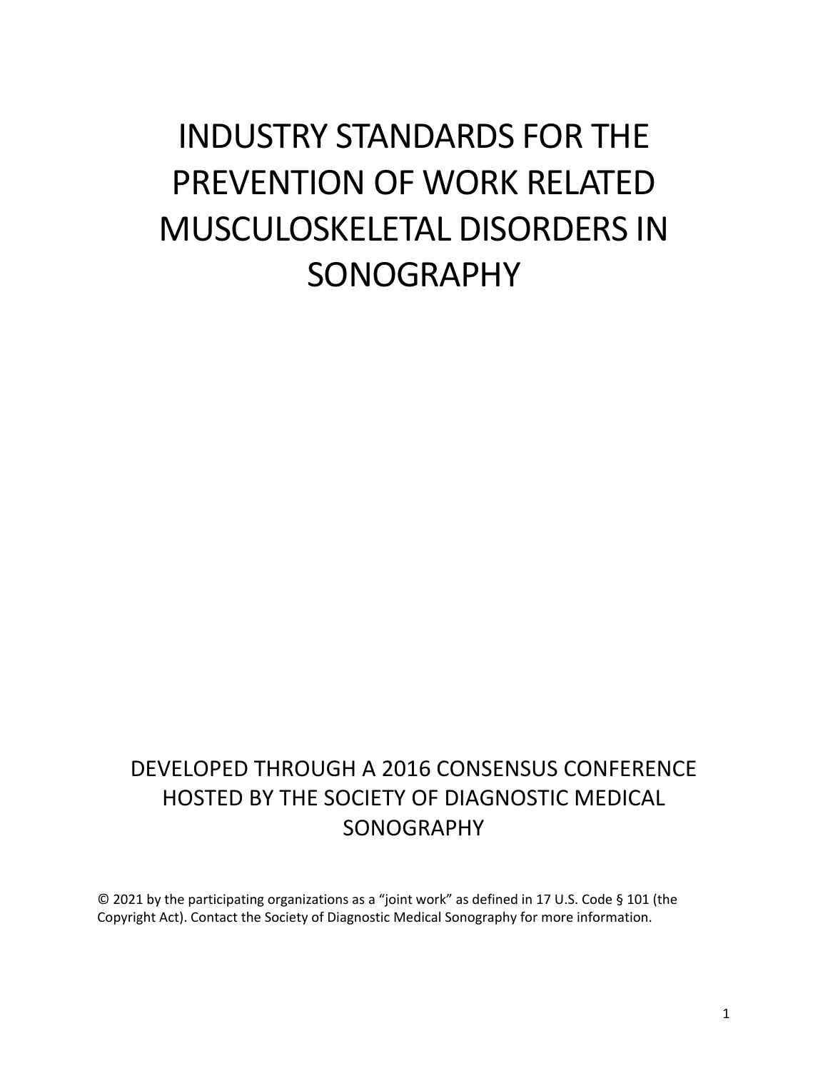# INDUSTRY STANDARDS FOR THE PREVENTION OF WORK RELATED MUSCULOSKELETAL DISORDERS IN SONOGRAPHY

DEVELOPED THROUGH A 2016 CONSENSUS CONFERENCE HOSTED BY THE SOCIETY OF DIAGNOSTIC MEDICAL SONOGRAPHY

© 2021 by the participating organizations as a "joint work" as defined in 17 U.S. Code § 101 (the Copyright Act). Contact the Society of Diagnostic Medical Sonography for more information.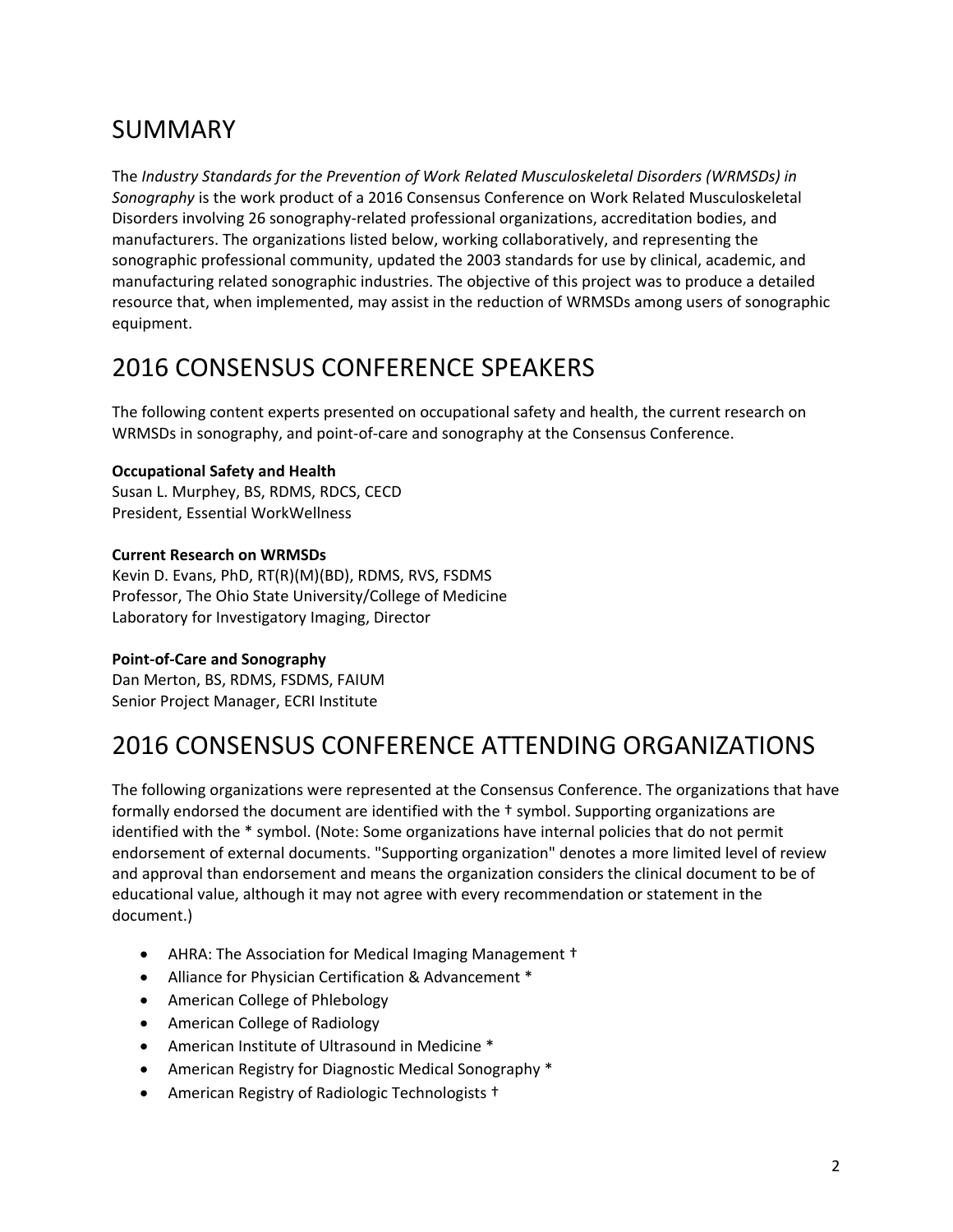# SUMMARY

The *Industry Standards for the Prevention of Work Related Musculoskeletal Disorders (WRMSDs) in Sonography* is the work product of a 2016 Consensus Conference on Work Related Musculoskeletal Disorders involving 26 sonography-related professional organizations, accreditation bodies, and manufacturers. The organizations listed below, working collaboratively, and representing the sonographic professional community, updated the 2003 standards for use by clinical, academic, and manufacturing related sonographic industries. The objective of this project was to produce a detailed resource that, when implemented, may assist in the reduction of WRMSDs among users of sonographic equipment.

# 2016 CONSENSUS CONFERENCE SPEAKERS

The following content experts presented on occupational safety and health, the current research on WRMSDs in sonography, and point-of-care and sonography at the Consensus Conference.

**Occupational Safety and Health**
Susan L. Murphey, BS, RDMS, RDCS, CECD
President, Essential WorkWellness

**Current Research on WRMSDs**
Kevin D. Evans, PhD, RT(R)(M)(BD), RDMS, RVS, FSDMS
Professor, The Ohio State University/College of Medicine
Laboratory for Investigatory Imaging, Director

**Point-of-Care and Sonography**
Dan Merton, BS, RDMS, FSDMS, FAIUM
Senior Project Manager, ECRI Institute

# 2016 CONSENSUS CONFERENCE ATTENDING ORGANIZATIONS

The following organizations were represented at the Consensus Conference. The organizations that have formally endorsed the document are identified with the † symbol. Supporting organizations are identified with the * symbol. (Note: Some organizations have internal policies that do not permit endorsement of external documents. "Supporting organization" denotes a more limited level of review and approval than endorsement and means the organization considers the clinical document to be of educational value, although it may not agree with every recommendation or statement in the document.)

- AHRA: The Association for Medical Imaging Management †
- Alliance for Physician Certification & Advancement *
- American College of Phlebology
- American College of Radiology
- American Institute of Ultrasound in Medicine *
- American Registry for Diagnostic Medical Sonography *
- American Registry of Radiologic Technologists †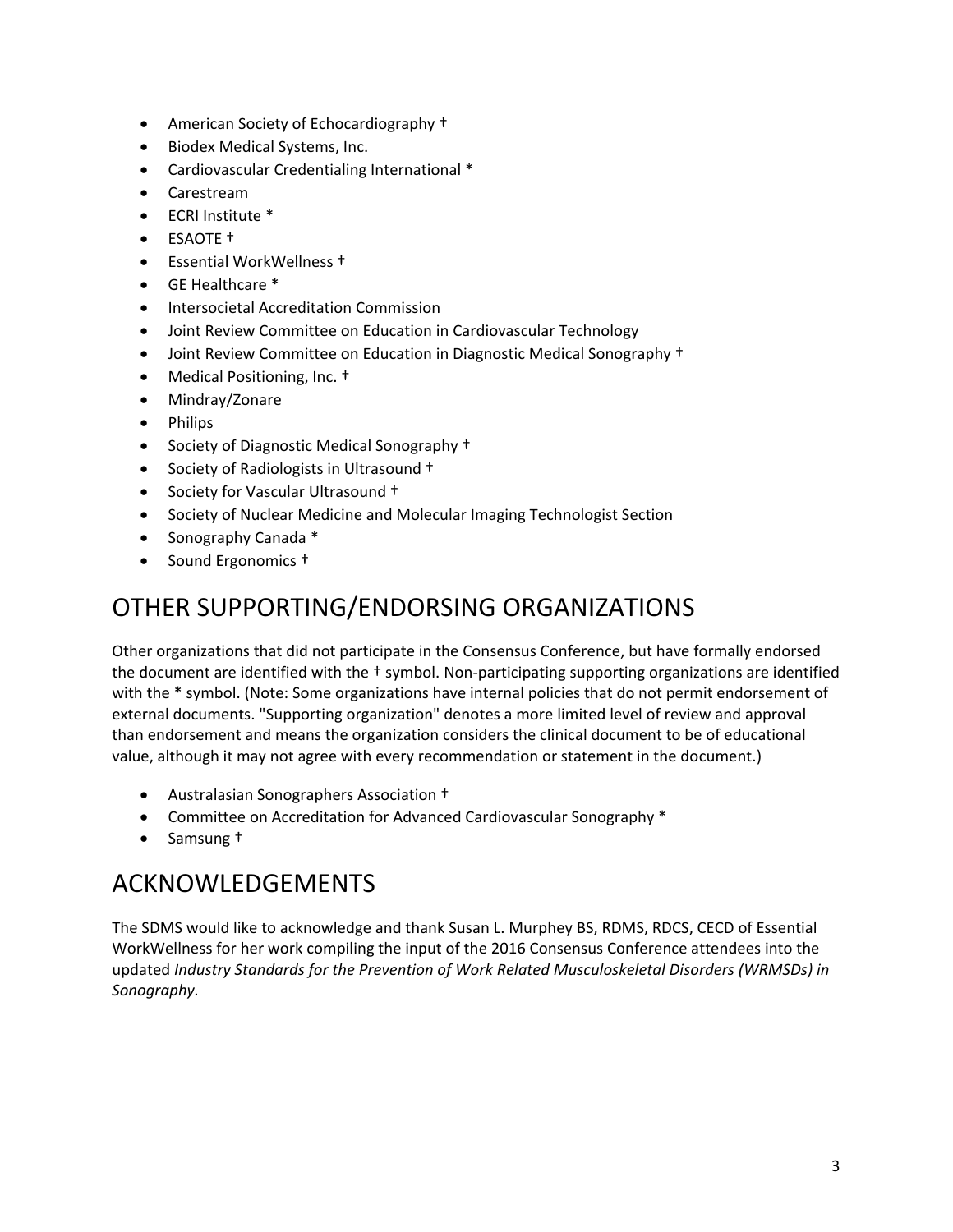- American Society of Echocardiography †
- Biodex Medical Systems, Inc.
- Cardiovascular Credentialing International *
- Carestream
- ECRI Institute *
- ESAOTE †
- Essential WorkWellness †
- GE Healthcare *
- Intersocietal Accreditation Commission
- Joint Review Committee on Education in Cardiovascular Technology
- Joint Review Committee on Education in Diagnostic Medical Sonography †
- Medical Positioning, Inc. †
- Mindray/Zonare
- Philips
- Society of Diagnostic Medical Sonography †
- Society of Radiologists in Ultrasound †
- Society for Vascular Ultrasound †
- Society of Nuclear Medicine and Molecular Imaging Technologist Section
- Sonography Canada *
- Sound Ergonomics †

# OTHER SUPPORTING/ENDORSING ORGANIZATIONS

Other organizations that did not participate in the Consensus Conference, but have formally endorsed the document are identified with the † symbol. Non-participating supporting organizations are identified with the * symbol. (Note: Some organizations have internal policies that do not permit endorsement of external documents. "Supporting organization" denotes a more limited level of review and approval than endorsement and means the organization considers the clinical document to be of educational value, although it may not agree with every recommendation or statement in the document.)

- Australasian Sonographers Association †
- Committee on Accreditation for Advanced Cardiovascular Sonography *
- Samsung †

# ACKNOWLEDGEMENTS

The SDMS would like to acknowledge and thank Susan L. Murphey BS, RDMS, RDCS, CECD of Essential WorkWellness for her work compiling the input of the 2016 Consensus Conference attendees into the updated *Industry Standards for the Prevention of Work Related Musculoskeletal Disorders (WRMSDs) in Sonography.*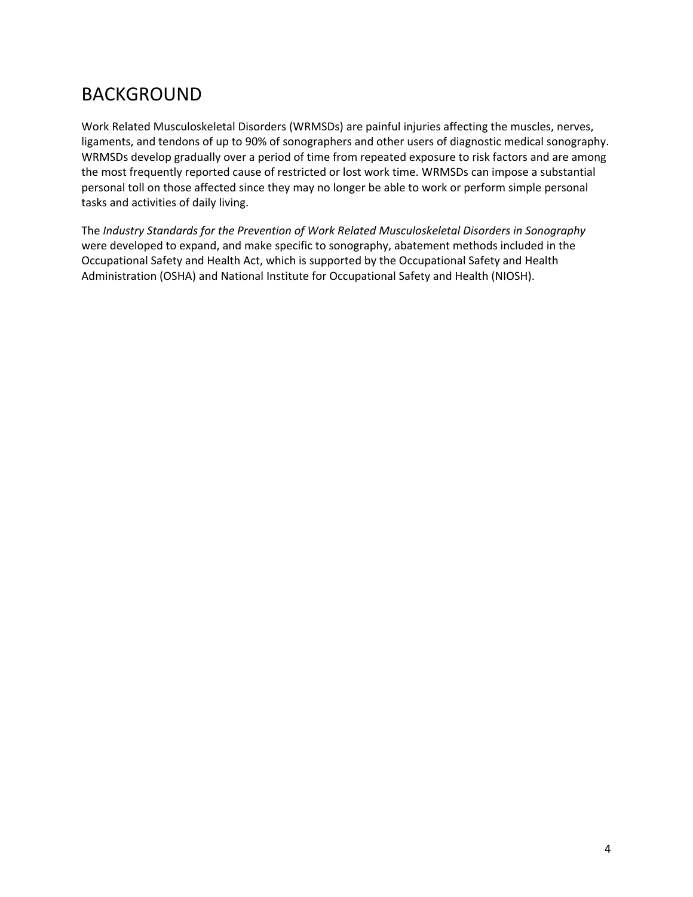# BACKGROUND

Work Related Musculoskeletal Disorders (WRMSDs) are painful injuries affecting the muscles, nerves, ligaments, and tendons of up to 90% of sonographers and other users of diagnostic medical sonography. WRMSDs develop gradually over a period of time from repeated exposure to risk factors and are among the most frequently reported cause of restricted or lost work time. WRMSDs can impose a substantial personal toll on those affected since they may no longer be able to work or perform simple personal tasks and activities of daily living.

The *Industry Standards for the Prevention of Work Related Musculoskeletal Disorders in Sonography* were developed to expand, and make specific to sonography, abatement methods included in the Occupational Safety and Health Act, which is supported by the Occupational Safety and Health Administration (OSHA) and National Institute for Occupational Safety and Health (NIOSH).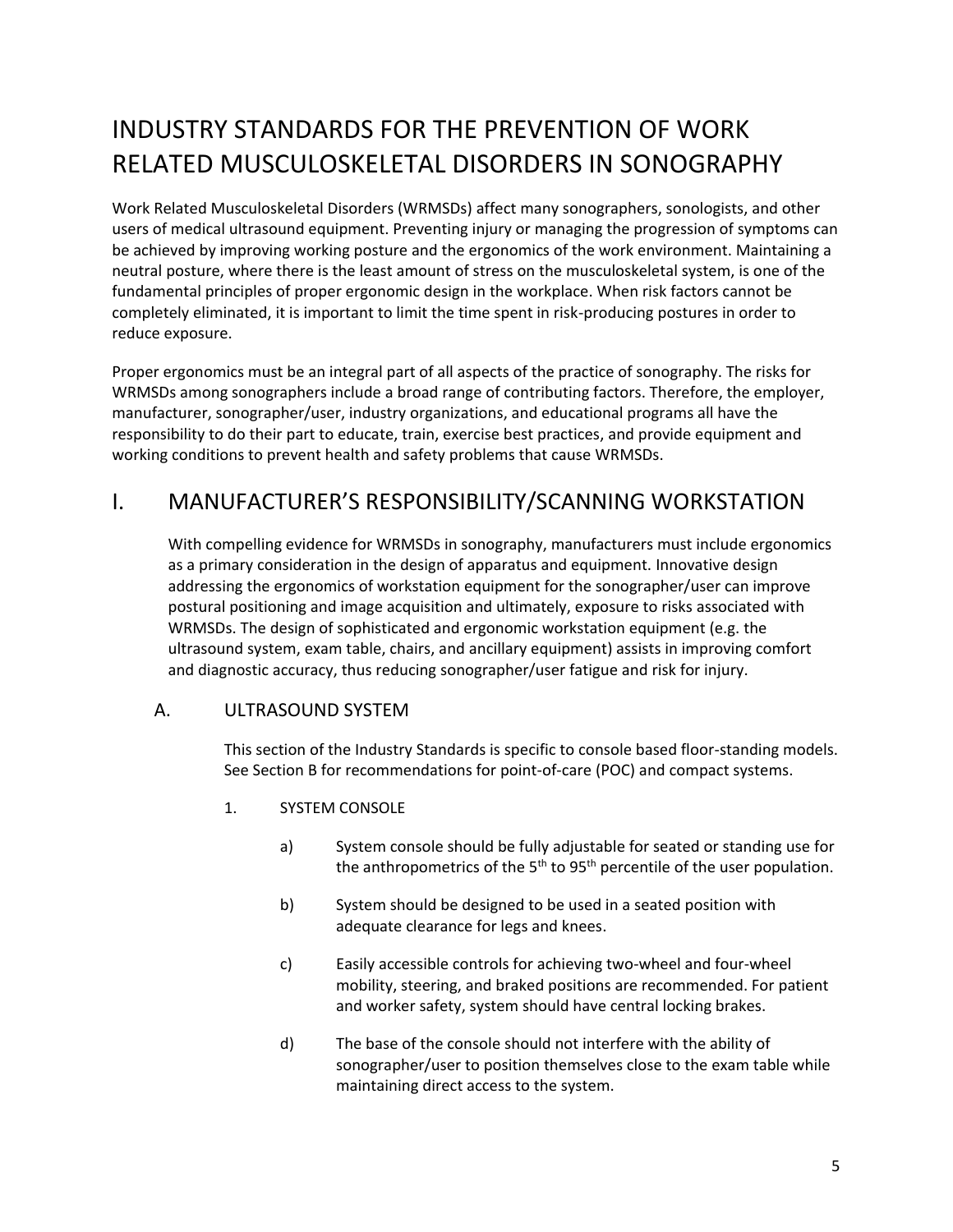# INDUSTRY STANDARDS FOR THE PREVENTION OF WORK RELATED MUSCULOSKELETAL DISORDERS IN SONOGRAPHY

Work Related Musculoskeletal Disorders (WRMSDs) affect many sonographers, sonologists, and other users of medical ultrasound equipment. Preventing injury or managing the progression of symptoms can be achieved by improving working posture and the ergonomics of the work environment. Maintaining a neutral posture, where there is the least amount of stress on the musculoskeletal system, is one of the fundamental principles of proper ergonomic design in the workplace. When risk factors cannot be completely eliminated, it is important to limit the time spent in risk-producing postures in order to reduce exposure.

Proper ergonomics must be an integral part of all aspects of the practice of sonography. The risks for WRMSDs among sonographers include a broad range of contributing factors. Therefore, the employer, manufacturer, sonographer/user, industry organizations, and educational programs all have the responsibility to do their part to educate, train, exercise best practices, and provide equipment and working conditions to prevent health and safety problems that cause WRMSDs.

## I. MANUFACTURER'S RESPONSIBILITY/SCANNING WORKSTATION

With compelling evidence for WRMSDs in sonography, manufacturers must include ergonomics as a primary consideration in the design of apparatus and equipment. Innovative design addressing the ergonomics of workstation equipment for the sonographer/user can improve postural positioning and image acquisition and ultimately, exposure to risks associated with WRMSDs. The design of sophisticated and ergonomic workstation equipment (e.g. the ultrasound system, exam table, chairs, and ancillary equipment) assists in improving comfort and diagnostic accuracy, thus reducing sonographer/user fatigue and risk for injury.

### A. ULTRASOUND SYSTEM

This section of the Industry Standards is specific to console based floor-standing models. See Section B for recommendations for point-of-care (POC) and compact systems.

1. SYSTEM CONSOLE

   a) System console should be fully adjustable for seated or standing use for the anthropometrics of the 5th to 95th percentile of the user population.

   b) System should be designed to be used in a seated position with adequate clearance for legs and knees.

   c) Easily accessible controls for achieving two-wheel and four-wheel mobility, steering, and braked positions are recommended. For patient and worker safety, system should have central locking brakes.

   d) The base of the console should not interfere with the ability of sonographer/user to position themselves close to the exam table while maintaining direct access to the system.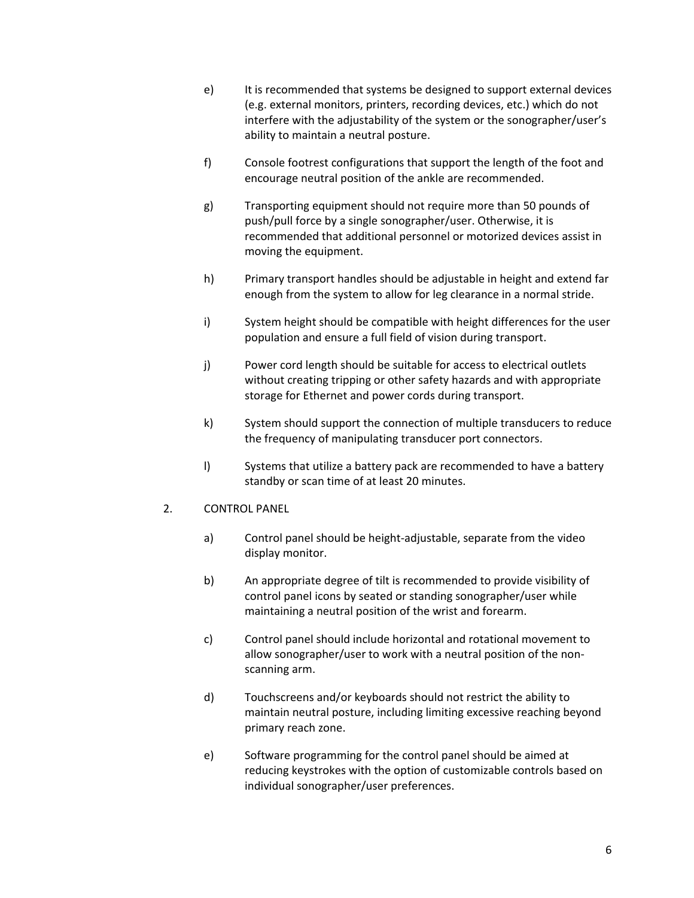e) It is recommended that systems be designed to support external devices (e.g. external monitors, printers, recording devices, etc.) which do not interfere with the adjustability of the system or the sonographer/user's ability to maintain a neutral posture.

f) Console footrest configurations that support the length of the foot and encourage neutral position of the ankle are recommended.

g) Transporting equipment should not require more than 50 pounds of push/pull force by a single sonographer/user. Otherwise, it is recommended that additional personnel or motorized devices assist in moving the equipment.

h) Primary transport handles should be adjustable in height and extend far enough from the system to allow for leg clearance in a normal stride.

i) System height should be compatible with height differences for the user population and ensure a full field of vision during transport.

j) Power cord length should be suitable for access to electrical outlets without creating tripping or other safety hazards and with appropriate storage for Ethernet and power cords during transport.

k) System should support the connection of multiple transducers to reduce the frequency of manipulating transducer port connectors.

l) Systems that utilize a battery pack are recommended to have a battery standby or scan time of at least 20 minutes.

2. CONTROL PANEL

a) Control panel should be height-adjustable, separate from the video display monitor.

b) An appropriate degree of tilt is recommended to provide visibility of control panel icons by seated or standing sonographer/user while maintaining a neutral position of the wrist and forearm.

c) Control panel should include horizontal and rotational movement to allow sonographer/user to work with a neutral position of the non-scanning arm.

d) Touchscreens and/or keyboards should not restrict the ability to maintain neutral posture, including limiting excessive reaching beyond primary reach zone.

e) Software programming for the control panel should be aimed at reducing keystrokes with the option of customizable controls based on individual sonographer/user preferences.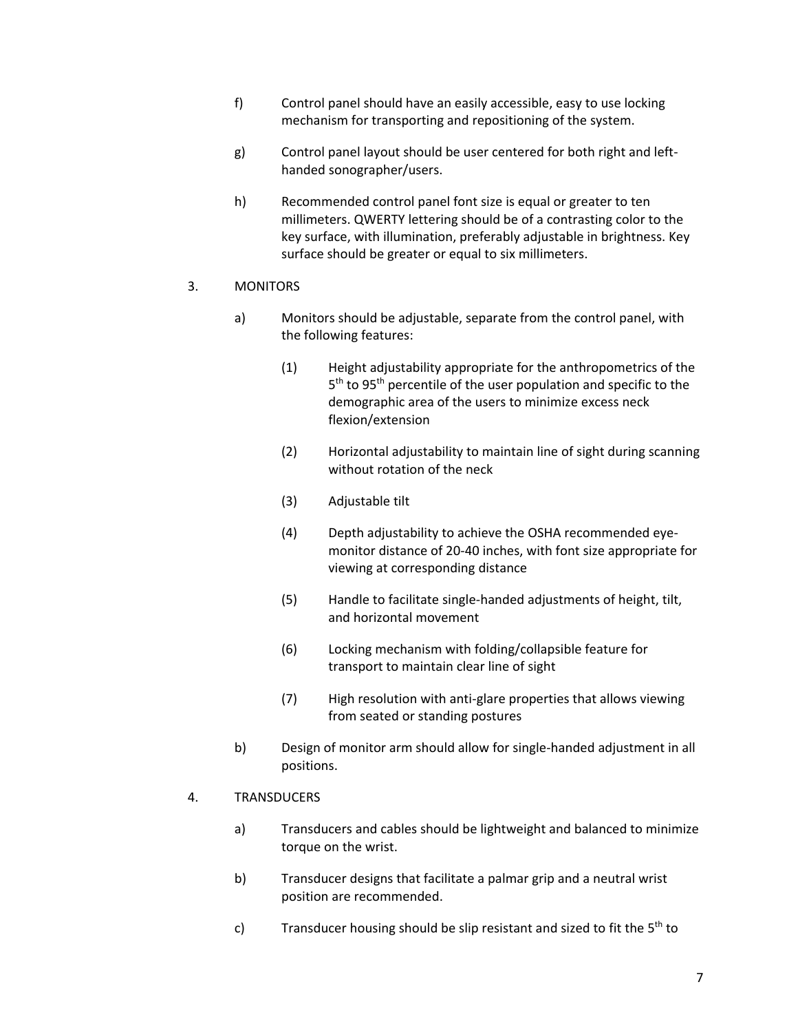f) Control panel should have an easily accessible, easy to use locking mechanism for transporting and repositioning of the system.

g) Control panel layout should be user centered for both right and left-handed sonographer/users.

h) Recommended control panel font size is equal or greater to ten millimeters. QWERTY lettering should be of a contrasting color to the key surface, with illumination, preferably adjustable in brightness. Key surface should be greater or equal to six millimeters.

3. MONITORS

a) Monitors should be adjustable, separate from the control panel, with the following features:

(1) Height adjustability appropriate for the anthropometrics of the $5^{th}$ to $95^{th}$ percentile of the user population and specific to the demographic area of the users to minimize excess neck flexion/extension

(2) Horizontal adjustability to maintain line of sight during scanning without rotation of the neck

(3) Adjustable tilt

(4) Depth adjustability to achieve the OSHA recommended eye-monitor distance of 20-40 inches, with font size appropriate for viewing at corresponding distance

(5) Handle to facilitate single-handed adjustments of height, tilt, and horizontal movement

(6) Locking mechanism with folding/collapsible feature for transport to maintain clear line of sight

(7) High resolution with anti-glare properties that allows viewing from seated or standing postures

b) Design of monitor arm should allow for single-handed adjustment in all positions.

4. TRANSDUCERS

a) Transducers and cables should be lightweight and balanced to minimize torque on the wrist.

b) Transducer designs that facilitate a palmar grip and a neutral wrist position are recommended.

c) Transducer housing should be slip resistant and sized to fit the $5^{th}$ to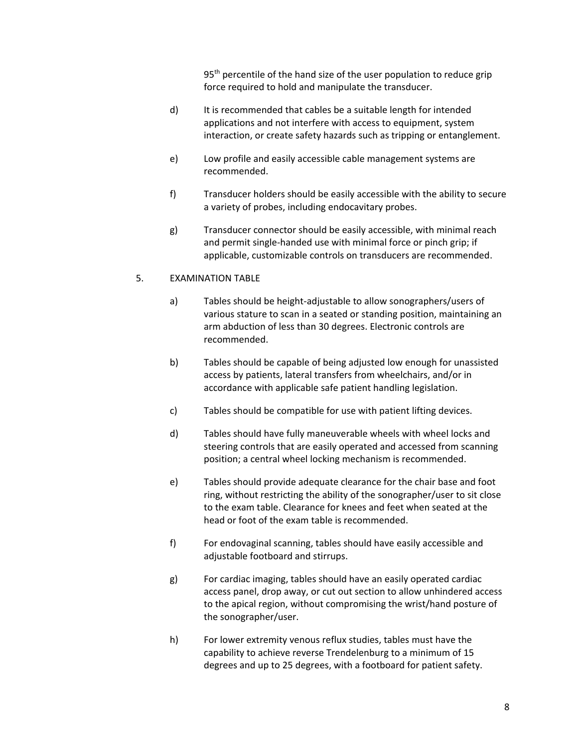95th percentile of the hand size of the user population to reduce grip force required to hold and manipulate the transducer.

d) It is recommended that cables be a suitable length for intended applications and not interfere with access to equipment, system interaction, or create safety hazards such as tripping or entanglement.

e) Low profile and easily accessible cable management systems are recommended.

f) Transducer holders should be easily accessible with the ability to secure a variety of probes, including endocavitary probes.

g) Transducer connector should be easily accessible, with minimal reach and permit single-handed use with minimal force or pinch grip; if applicable, customizable controls on transducers are recommended.

5. EXAMINATION TABLE

a) Tables should be height-adjustable to allow sonographers/users of various stature to scan in a seated or standing position, maintaining an arm abduction of less than 30 degrees. Electronic controls are recommended.

b) Tables should be capable of being adjusted low enough for unassisted access by patients, lateral transfers from wheelchairs, and/or in accordance with applicable safe patient handling legislation.

c) Tables should be compatible for use with patient lifting devices.

d) Tables should have fully maneuverable wheels with wheel locks and steering controls that are easily operated and accessed from scanning position; a central wheel locking mechanism is recommended.

e) Tables should provide adequate clearance for the chair base and foot ring, without restricting the ability of the sonographer/user to sit close to the exam table. Clearance for knees and feet when seated at the head or foot of the exam table is recommended.

f) For endovaginal scanning, tables should have easily accessible and adjustable footboard and stirrups.

g) For cardiac imaging, tables should have an easily operated cardiac access panel, drop away, or cut out section to allow unhindered access to the apical region, without compromising the wrist/hand posture of the sonographer/user.

h) For lower extremity venous reflux studies, tables must have the capability to achieve reverse Trendelenburg to a minimum of 15 degrees and up to 25 degrees, with a footboard for patient safety.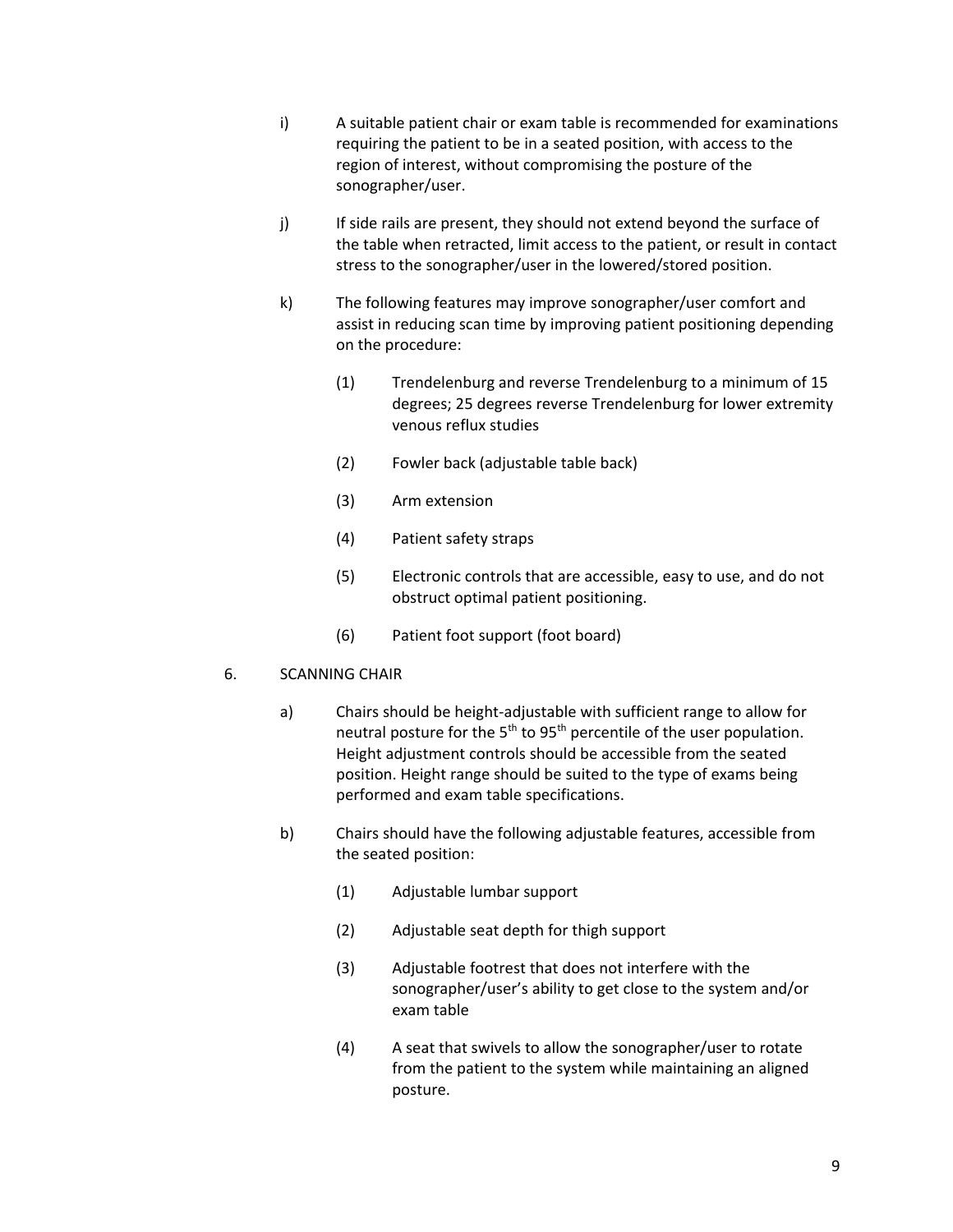i) A suitable patient chair or exam table is recommended for examinations requiring the patient to be in a seated position, with access to the region of interest, without compromising the posture of the sonographer/user.

j) If side rails are present, they should not extend beyond the surface of the table when retracted, limit access to the patient, or result in contact stress to the sonographer/user in the lowered/stored position.

k) The following features may improve sonographer/user comfort and assist in reducing scan time by improving patient positioning depending on the procedure:

   (1) Trendelenburg and reverse Trendelenburg to a minimum of 15 degrees; 25 degrees reverse Trendelenburg for lower extremity venous reflux studies

   (2) Fowler back (adjustable table back)

   (3) Arm extension

   (4) Patient safety straps

   (5) Electronic controls that are accessible, easy to use, and do not obstruct optimal patient positioning.

   (6) Patient foot support (foot board)

6. SCANNING CHAIR

a) Chairs should be height-adjustable with sufficient range to allow for neutral posture for the 5th to 95th percentile of the user population. Height adjustment controls should be accessible from the seated position. Height range should be suited to the type of exams being performed and exam table specifications.

b) Chairs should have the following adjustable features, accessible from the seated position:

   (1) Adjustable lumbar support

   (2) Adjustable seat depth for thigh support

   (3) Adjustable footrest that does not interfere with the sonographer/user's ability to get close to the system and/or exam table

   (4) A seat that swivels to allow the sonographer/user to rotate from the patient to the system while maintaining an aligned posture.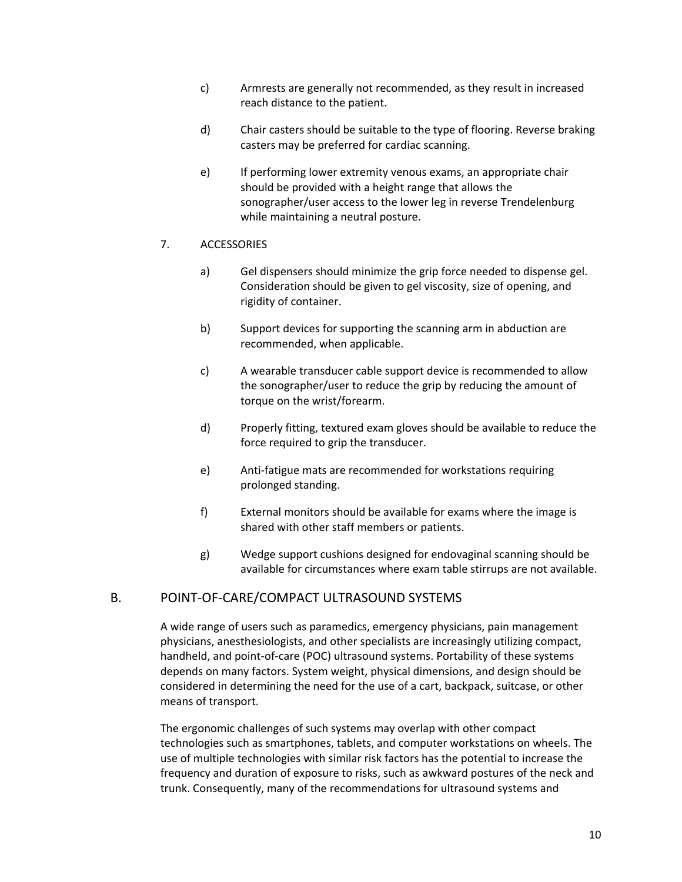c) Armrests are generally not recommended, as they result in increased reach distance to the patient.

d) Chair casters should be suitable to the type of flooring. Reverse braking casters may be preferred for cardiac scanning.

e) If performing lower extremity venous exams, an appropriate chair should be provided with a height range that allows the sonographer/user access to the lower leg in reverse Trendelenburg while maintaining a neutral posture.

7. ACCESSORIES

a) Gel dispensers should minimize the grip force needed to dispense gel. Consideration should be given to gel viscosity, size of opening, and rigidity of container.

b) Support devices for supporting the scanning arm in abduction are recommended, when applicable.

c) A wearable transducer cable support device is recommended to allow the sonographer/user to reduce the grip by reducing the amount of torque on the wrist/forearm.

d) Properly fitting, textured exam gloves should be available to reduce the force required to grip the transducer.

e) Anti-fatigue mats are recommended for workstations requiring prolonged standing.

f) External monitors should be available for exams where the image is shared with other staff members or patients.

g) Wedge support cushions designed for endovaginal scanning should be available for circumstances where exam table stirrups are not available.

## B. POINT-OF-CARE/COMPACT ULTRASOUND SYSTEMS

A wide range of users such as paramedics, emergency physicians, pain management physicians, anesthesiologists, and other specialists are increasingly utilizing compact, handheld, and point-of-care (POC) ultrasound systems. Portability of these systems depends on many factors. System weight, physical dimensions, and design should be considered in determining the need for the use of a cart, backpack, suitcase, or other means of transport.

The ergonomic challenges of such systems may overlap with other compact technologies such as smartphones, tablets, and computer workstations on wheels. The use of multiple technologies with similar risk factors has the potential to increase the frequency and duration of exposure to risks, such as awkward postures of the neck and trunk. Consequently, many of the recommendations for ultrasound systems and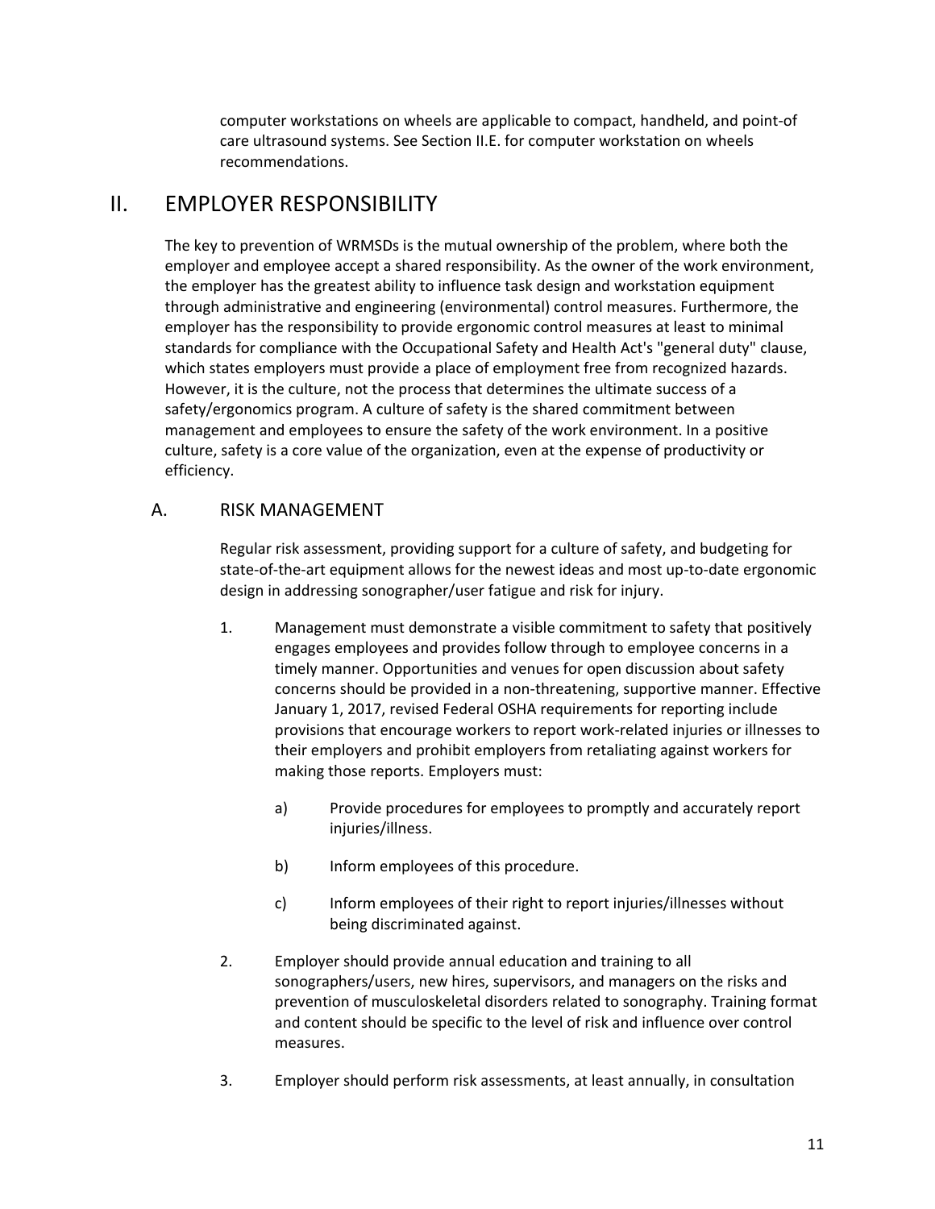computer workstations on wheels are applicable to compact, handheld, and point-of care ultrasound systems. See Section II.E. for computer workstation on wheels recommendations.

# II. EMPLOYER RESPONSIBILITY

The key to prevention of WRMSDs is the mutual ownership of the problem, where both the employer and employee accept a shared responsibility. As the owner of the work environment, the employer has the greatest ability to influence task design and workstation equipment through administrative and engineering (environmental) control measures. Furthermore, the employer has the responsibility to provide ergonomic control measures at least to minimal standards for compliance with the Occupational Safety and Health Act's "general duty" clause, which states employers must provide a place of employment free from recognized hazards. However, it is the culture, not the process that determines the ultimate success of a safety/ergonomics program. A culture of safety is the shared commitment between management and employees to ensure the safety of the work environment. In a positive culture, safety is a core value of the organization, even at the expense of productivity or efficiency.

## A. RISK MANAGEMENT

Regular risk assessment, providing support for a culture of safety, and budgeting for state-of-the-art equipment allows for the newest ideas and most up-to-date ergonomic design in addressing sonographer/user fatigue and risk for injury.

1. Management must demonstrate a visible commitment to safety that positively engages employees and provides follow through to employee concerns in a timely manner. Opportunities and venues for open discussion about safety concerns should be provided in a non-threatening, supportive manner. Effective January 1, 2017, revised Federal OSHA requirements for reporting include provisions that encourage workers to report work-related injuries or illnesses to their employers and prohibit employers from retaliating against workers for making those reports. Employers must:

    a) Provide procedures for employees to promptly and accurately report injuries/illness.

    b) Inform employees of this procedure.

    c) Inform employees of their right to report injuries/illnesses without being discriminated against.

2. Employer should provide annual education and training to all sonographers/users, new hires, supervisors, and managers on the risks and prevention of musculoskeletal disorders related to sonography. Training format and content should be specific to the level of risk and influence over control measures.

3. Employer should perform risk assessments, at least annually, in consultation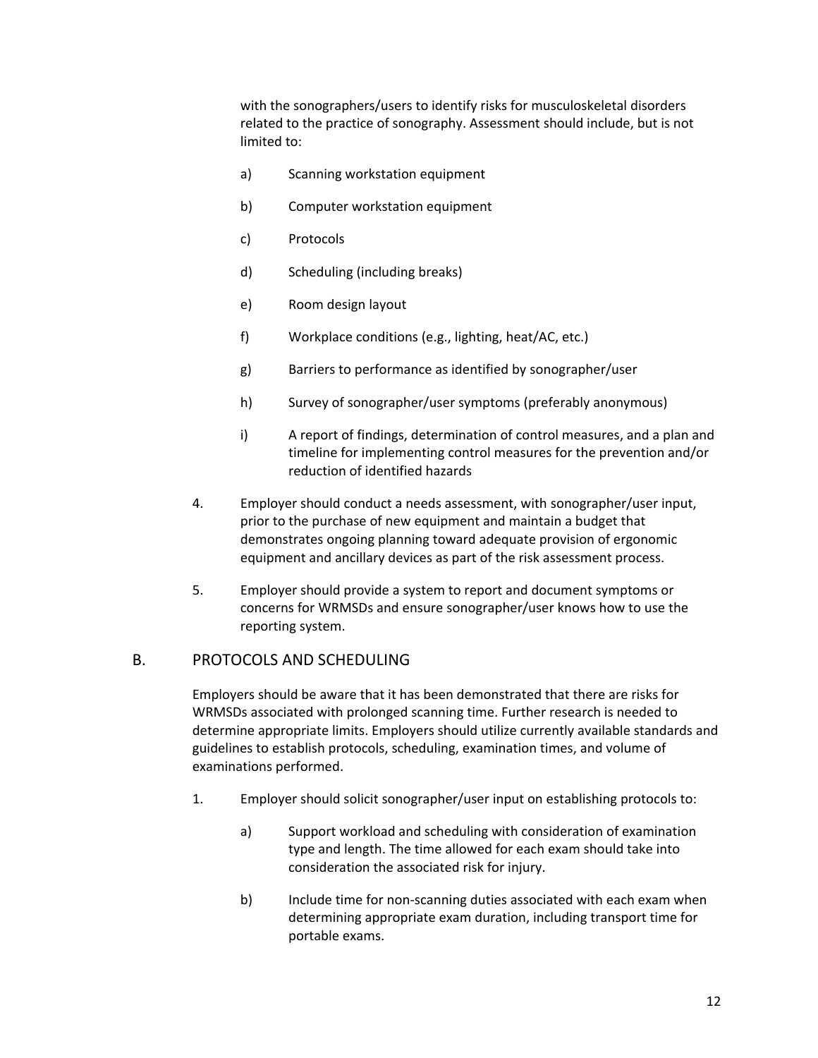with the sonographers/users to identify risks for musculoskeletal disorders related to the practice of sonography. Assessment should include, but is not limited to:

a) Scanning workstation equipment

b) Computer workstation equipment

c) Protocols

d) Scheduling (including breaks)

e) Room design layout

f) Workplace conditions (e.g., lighting, heat/AC, etc.)

g) Barriers to performance as identified by sonographer/user

h) Survey of sonographer/user symptoms (preferably anonymous)

i) A report of findings, determination of control measures, and a plan and timeline for implementing control measures for the prevention and/or reduction of identified hazards

4. Employer should conduct a needs assessment, with sonographer/user input, prior to the purchase of new equipment and maintain a budget that demonstrates ongoing planning toward adequate provision of ergonomic equipment and ancillary devices as part of the risk assessment process.

5. Employer should provide a system to report and document symptoms or concerns for WRMSDs and ensure sonographer/user knows how to use the reporting system.

## B. PROTOCOLS AND SCHEDULING

Employers should be aware that it has been demonstrated that there are risks for WRMSDs associated with prolonged scanning time. Further research is needed to determine appropriate limits. Employers should utilize currently available standards and guidelines to establish protocols, scheduling, examination times, and volume of examinations performed.

1. Employer should solicit sonographer/user input on establishing protocols to:

   a) Support workload and scheduling with consideration of examination type and length. The time allowed for each exam should take into consideration the associated risk for injury.

   b) Include time for non-scanning duties associated with each exam when determining appropriate exam duration, including transport time for portable exams.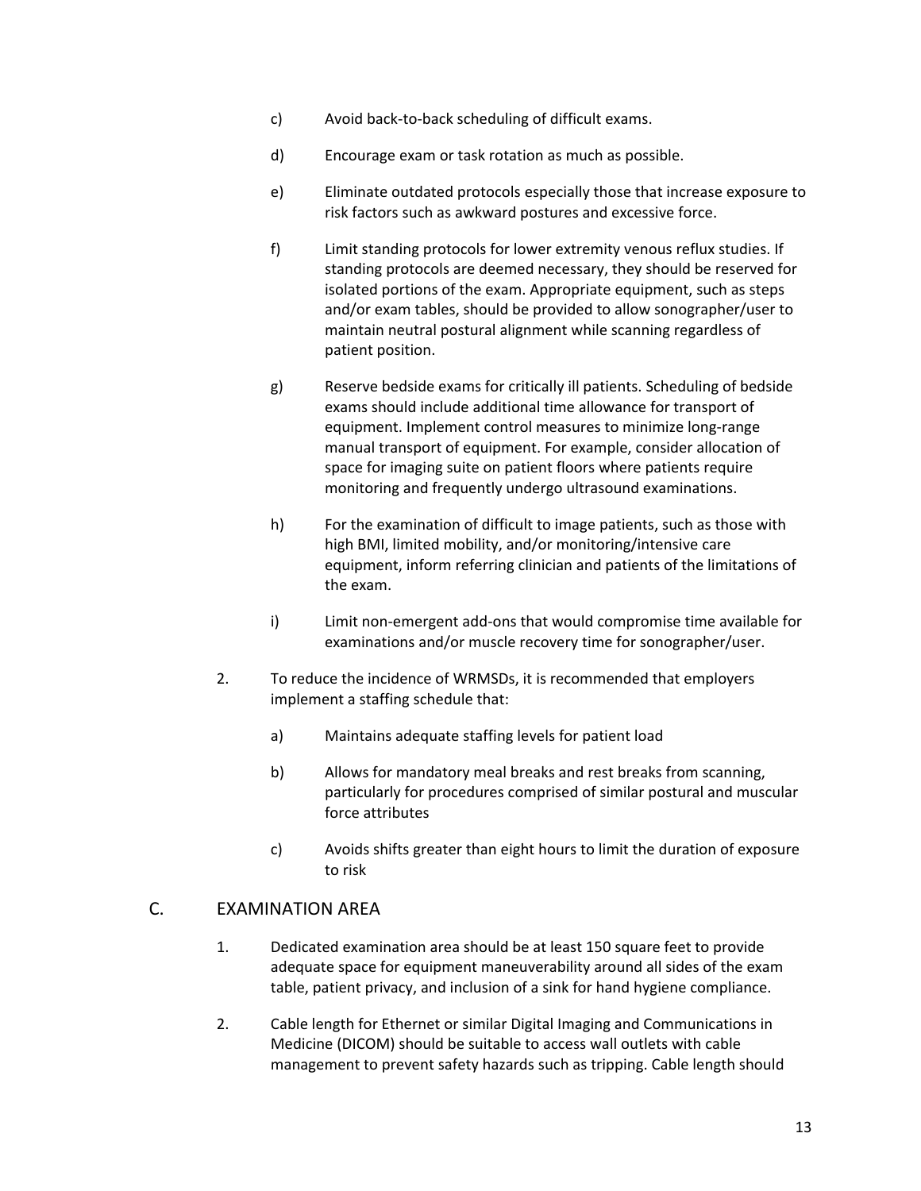c) Avoid back-to-back scheduling of difficult exams.

d) Encourage exam or task rotation as much as possible.

e) Eliminate outdated protocols especially those that increase exposure to risk factors such as awkward postures and excessive force.

f) Limit standing protocols for lower extremity venous reflux studies. If standing protocols are deemed necessary, they should be reserved for isolated portions of the exam. Appropriate equipment, such as steps and/or exam tables, should be provided to allow sonographer/user to maintain neutral postural alignment while scanning regardless of patient position.

g) Reserve bedside exams for critically ill patients. Scheduling of bedside exams should include additional time allowance for transport of equipment. Implement control measures to minimize long-range manual transport of equipment. For example, consider allocation of space for imaging suite on patient floors where patients require monitoring and frequently undergo ultrasound examinations.

h) For the examination of difficult to image patients, such as those with high BMI, limited mobility, and/or monitoring/intensive care equipment, inform referring clinician and patients of the limitations of the exam.

i) Limit non-emergent add-ons that would compromise time available for examinations and/or muscle recovery time for sonographer/user.

2. To reduce the incidence of WRMSDs, it is recommended that employers implement a staffing schedule that:

   a) Maintains adequate staffing levels for patient load

   b) Allows for mandatory meal breaks and rest breaks from scanning, particularly for procedures comprised of similar postural and muscular force attributes

   c) Avoids shifts greater than eight hours to limit the duration of exposure to risk

## C. EXAMINATION AREA

1. Dedicated examination area should be at least 150 square feet to provide adequate space for equipment maneuverability around all sides of the exam table, patient privacy, and inclusion of a sink for hand hygiene compliance.

2. Cable length for Ethernet or similar Digital Imaging and Communications in Medicine (DICOM) should be suitable to access wall outlets with cable management to prevent safety hazards such as tripping. Cable length should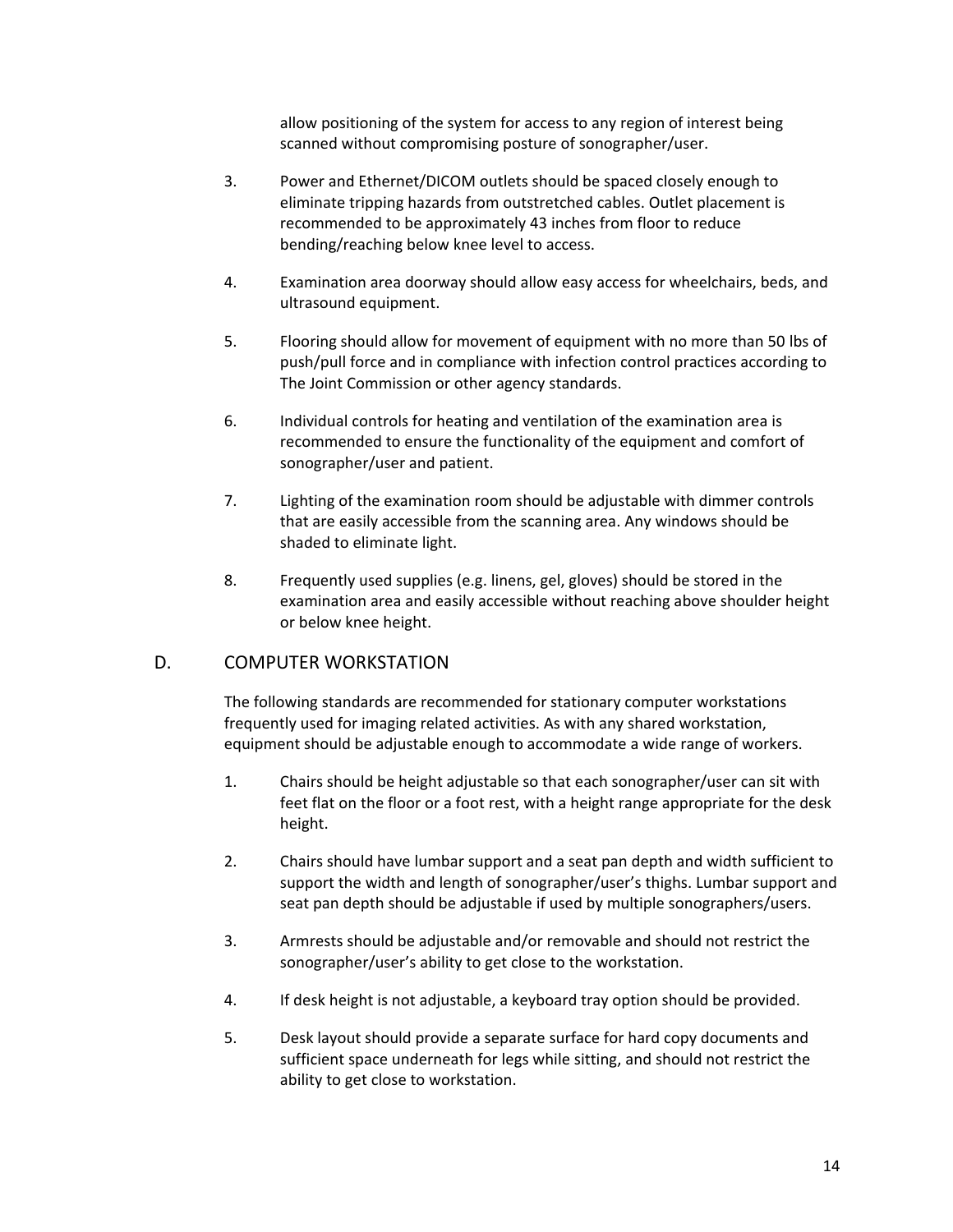allow positioning of the system for access to any region of interest being scanned without compromising posture of sonographer/user.

3. Power and Ethernet/DICOM outlets should be spaced closely enough to eliminate tripping hazards from outstretched cables. Outlet placement is recommended to be approximately 43 inches from floor to reduce bending/reaching below knee level to access.

4. Examination area doorway should allow easy access for wheelchairs, beds, and ultrasound equipment.

5. Flooring should allow for movement of equipment with no more than 50 lbs of push/pull force and in compliance with infection control practices according to The Joint Commission or other agency standards.

6. Individual controls for heating and ventilation of the examination area is recommended to ensure the functionality of the equipment and comfort of sonographer/user and patient.

7. Lighting of the examination room should be adjustable with dimmer controls that are easily accessible from the scanning area. Any windows should be shaded to eliminate light.

8. Frequently used supplies (e.g. linens, gel, gloves) should be stored in the examination area and easily accessible without reaching above shoulder height or below knee height.

## D. COMPUTER WORKSTATION

The following standards are recommended for stationary computer workstations frequently used for imaging related activities. As with any shared workstation, equipment should be adjustable enough to accommodate a wide range of workers.

1. Chairs should be height adjustable so that each sonographer/user can sit with feet flat on the floor or a foot rest, with a height range appropriate for the desk height.

2. Chairs should have lumbar support and a seat pan depth and width sufficient to support the width and length of sonographer/user's thighs. Lumbar support and seat pan depth should be adjustable if used by multiple sonographers/users.

3. Armrests should be adjustable and/or removable and should not restrict the sonographer/user's ability to get close to the workstation.

4. If desk height is not adjustable, a keyboard tray option should be provided.

5. Desk layout should provide a separate surface for hard copy documents and sufficient space underneath for legs while sitting, and should not restrict the ability to get close to workstation.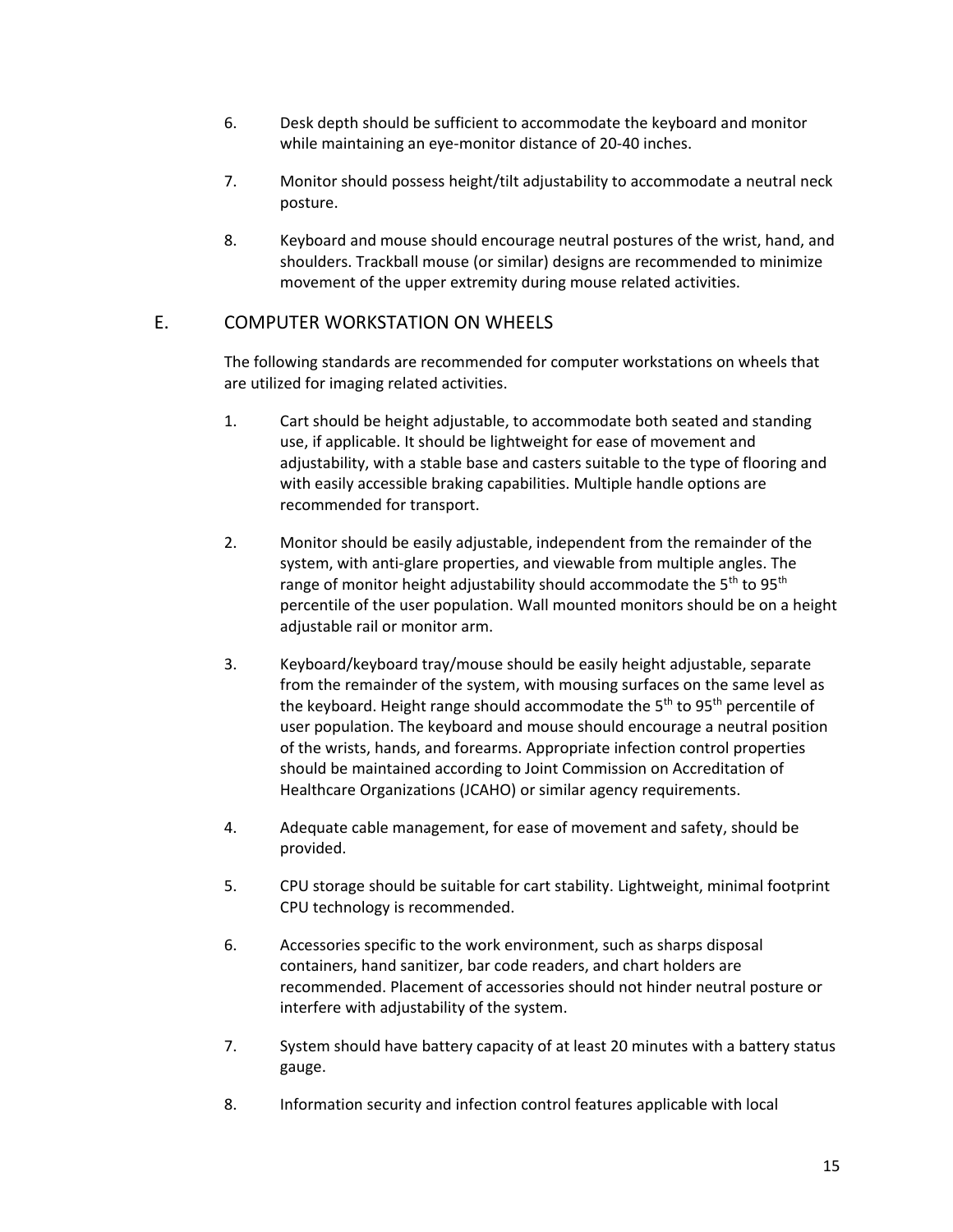6. Desk depth should be sufficient to accommodate the keyboard and monitor while maintaining an eye-monitor distance of 20-40 inches.

7. Monitor should possess height/tilt adjustability to accommodate a neutral neck posture.

8. Keyboard and mouse should encourage neutral postures of the wrist, hand, and shoulders. Trackball mouse (or similar) designs are recommended to minimize movement of the upper extremity during mouse related activities.

## E. COMPUTER WORKSTATION ON WHEELS

The following standards are recommended for computer workstations on wheels that are utilized for imaging related activities.

1. Cart should be height adjustable, to accommodate both seated and standing use, if applicable. It should be lightweight for ease of movement and adjustability, with a stable base and casters suitable to the type of flooring and with easily accessible braking capabilities. Multiple handle options are recommended for transport.

2. Monitor should be easily adjustable, independent from the remainder of the system, with anti-glare properties, and viewable from multiple angles. The range of monitor height adjustability should accommodate the 5th to 95th percentile of the user population. Wall mounted monitors should be on a height adjustable rail or monitor arm.

3. Keyboard/keyboard tray/mouse should be easily height adjustable, separate from the remainder of the system, with mousing surfaces on the same level as the keyboard. Height range should accommodate the 5th to 95th percentile of user population. The keyboard and mouse should encourage a neutral position of the wrists, hands, and forearms. Appropriate infection control properties should be maintained according to Joint Commission on Accreditation of Healthcare Organizations (JCAHO) or similar agency requirements.

4. Adequate cable management, for ease of movement and safety, should be provided.

5. CPU storage should be suitable for cart stability. Lightweight, minimal footprint CPU technology is recommended.

6. Accessories specific to the work environment, such as sharps disposal containers, hand sanitizer, bar code readers, and chart holders are recommended. Placement of accessories should not hinder neutral posture or interfere with adjustability of the system.

7. System should have battery capacity of at least 20 minutes with a battery status gauge.

8. Information security and infection control features applicable with local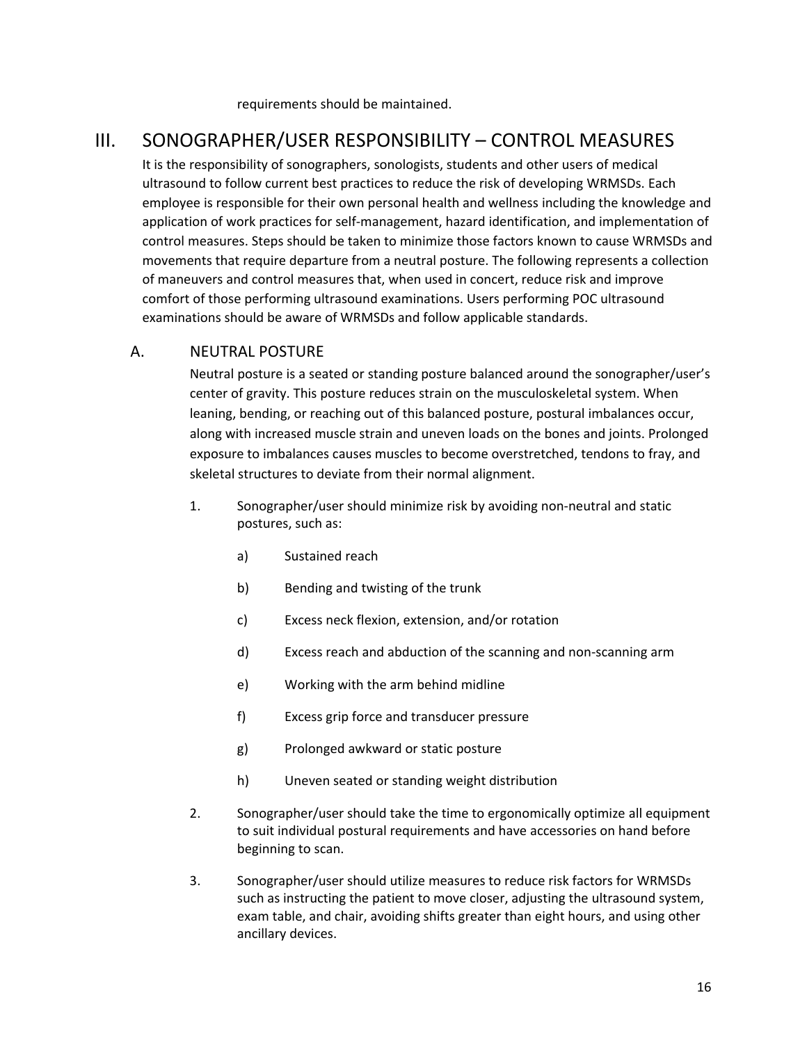requirements should be maintained.

## III. SONOGRAPHER/USER RESPONSIBILITY – CONTROL MEASURES

It is the responsibility of sonographers, sonologists, students and other users of medical ultrasound to follow current best practices to reduce the risk of developing WRMSDs. Each employee is responsible for their own personal health and wellness including the knowledge and application of work practices for self-management, hazard identification, and implementation of control measures. Steps should be taken to minimize those factors known to cause WRMSDs and movements that require departure from a neutral posture. The following represents a collection of maneuvers and control measures that, when used in concert, reduce risk and improve comfort of those performing ultrasound examinations. Users performing POC ultrasound examinations should be aware of WRMSDs and follow applicable standards.

### A. NEUTRAL POSTURE

Neutral posture is a seated or standing posture balanced around the sonographer/user's center of gravity. This posture reduces strain on the musculoskeletal system. When leaning, bending, or reaching out of this balanced posture, postural imbalances occur, along with increased muscle strain and uneven loads on the bones and joints. Prolonged exposure to imbalances causes muscles to become overstretched, tendons to fray, and skeletal structures to deviate from their normal alignment.

1. Sonographer/user should minimize risk by avoiding non-neutral and static postures, such as:

   a) Sustained reach

   b) Bending and twisting of the trunk

   c) Excess neck flexion, extension, and/or rotation

   d) Excess reach and abduction of the scanning and non-scanning arm

   e) Working with the arm behind midline

   f) Excess grip force and transducer pressure

   g) Prolonged awkward or static posture

   h) Uneven seated or standing weight distribution

2. Sonographer/user should take the time to ergonomically optimize all equipment to suit individual postural requirements and have accessories on hand before beginning to scan.

3. Sonographer/user should utilize measures to reduce risk factors for WRMSDs such as instructing the patient to move closer, adjusting the ultrasound system, exam table, and chair, avoiding shifts greater than eight hours, and using other ancillary devices.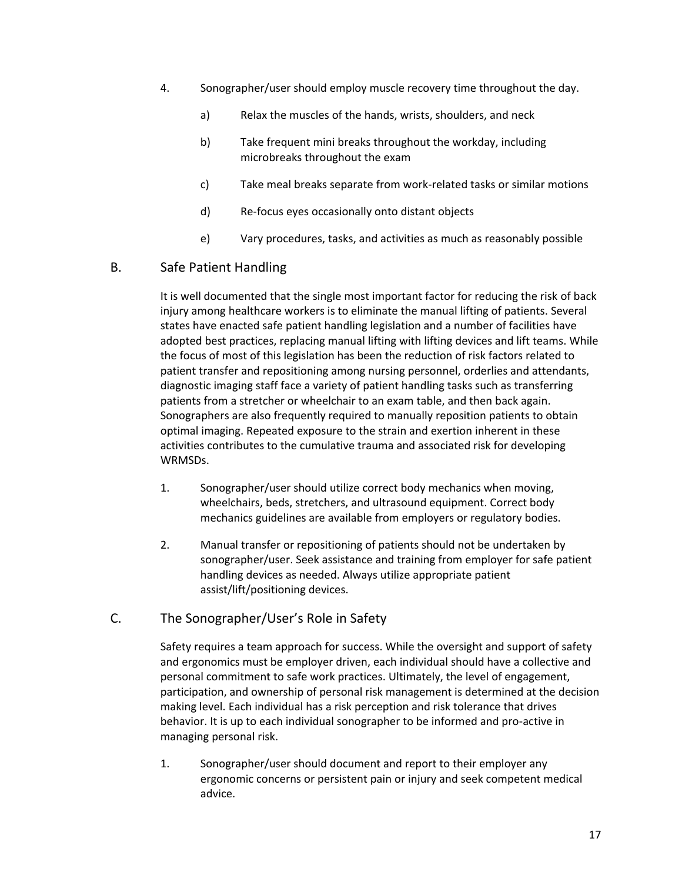4. Sonographer/user should employ muscle recovery time throughout the day.

    a) Relax the muscles of the hands, wrists, shoulders, and neck

    b) Take frequent mini breaks throughout the workday, including microbreaks throughout the exam

    c) Take meal breaks separate from work-related tasks or similar motions

    d) Re-focus eyes occasionally onto distant objects

    e) Vary procedures, tasks, and activities as much as reasonably possible

## B. Safe Patient Handling

It is well documented that the single most important factor for reducing the risk of back injury among healthcare workers is to eliminate the manual lifting of patients. Several states have enacted safe patient handling legislation and a number of facilities have adopted best practices, replacing manual lifting with lifting devices and lift teams. While the focus of most of this legislation has been the reduction of risk factors related to patient transfer and repositioning among nursing personnel, orderlies and attendants, diagnostic imaging staff face a variety of patient handling tasks such as transferring patients from a stretcher or wheelchair to an exam table, and then back again. Sonographers are also frequently required to manually reposition patients to obtain optimal imaging. Repeated exposure to the strain and exertion inherent in these activities contributes to the cumulative trauma and associated risk for developing WRMSDs.

1. Sonographer/user should utilize correct body mechanics when moving, wheelchairs, beds, stretchers, and ultrasound equipment. Correct body mechanics guidelines are available from employers or regulatory bodies.

2. Manual transfer or repositioning of patients should not be undertaken by sonographer/user. Seek assistance and training from employer for safe patient handling devices as needed. Always utilize appropriate patient assist/lift/positioning devices.

## C. The Sonographer/User's Role in Safety

Safety requires a team approach for success. While the oversight and support of safety and ergonomics must be employer driven, each individual should have a collective and personal commitment to safe work practices. Ultimately, the level of engagement, participation, and ownership of personal risk management is determined at the decision making level. Each individual has a risk perception and risk tolerance that drives behavior. It is up to each individual sonographer to be informed and pro-active in managing personal risk.

1. Sonographer/user should document and report to their employer any ergonomic concerns or persistent pain or injury and seek competent medical advice.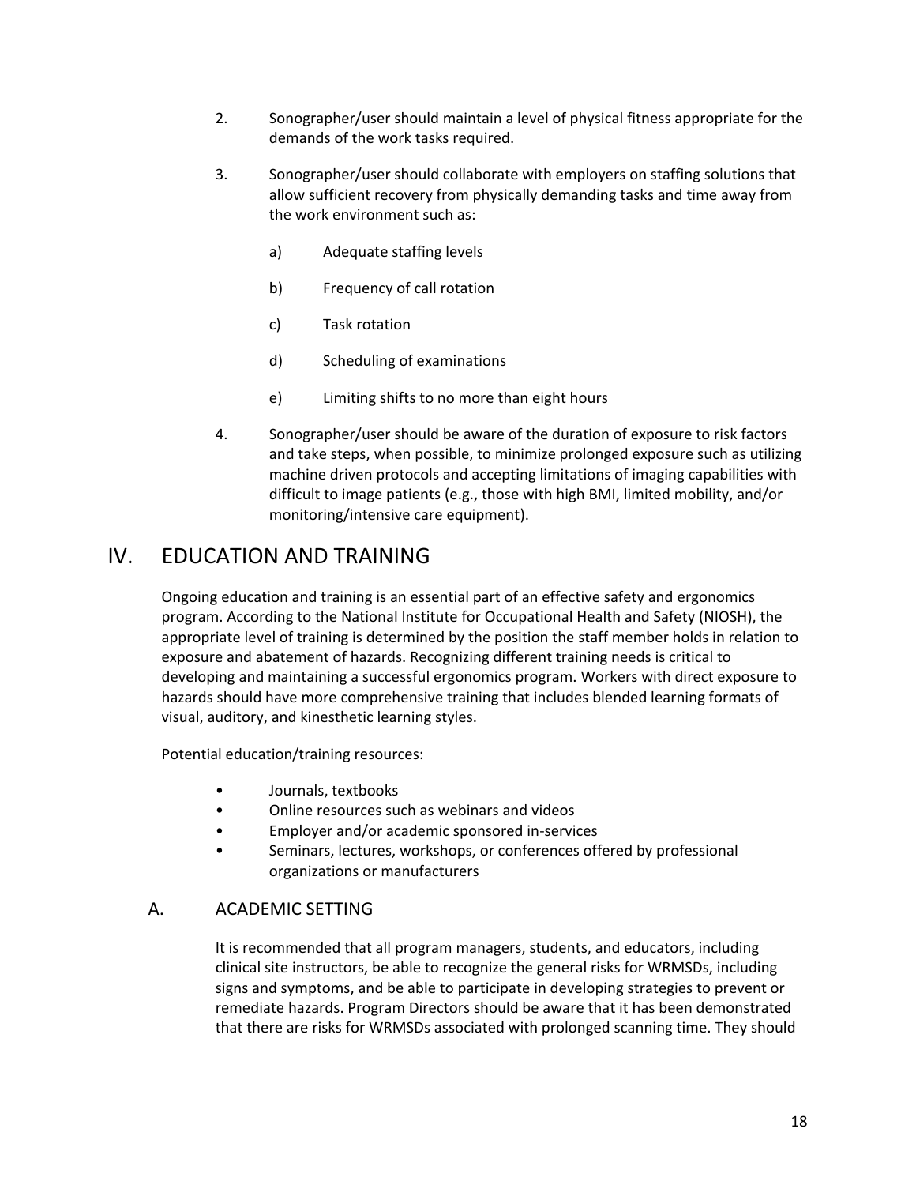2. Sonographer/user should maintain a level of physical fitness appropriate for the demands of the work tasks required.

3. Sonographer/user should collaborate with employers on staffing solutions that allow sufficient recovery from physically demanding tasks and time away from the work environment such as:

    a) Adequate staffing levels

    b) Frequency of call rotation

    c) Task rotation

    d) Scheduling of examinations

    e) Limiting shifts to no more than eight hours

4. Sonographer/user should be aware of the duration of exposure to risk factors and take steps, when possible, to minimize prolonged exposure such as utilizing machine driven protocols and accepting limitations of imaging capabilities with difficult to image patients (e.g., those with high BMI, limited mobility, and/or monitoring/intensive care equipment).

# IV. EDUCATION AND TRAINING

Ongoing education and training is an essential part of an effective safety and ergonomics program. According to the National Institute for Occupational Health and Safety (NIOSH), the appropriate level of training is determined by the position the staff member holds in relation to exposure and abatement of hazards. Recognizing different training needs is critical to developing and maintaining a successful ergonomics program. Workers with direct exposure to hazards should have more comprehensive training that includes blended learning formats of visual, auditory, and kinesthetic learning styles.

Potential education/training resources:

- Journals, textbooks
- Online resources such as webinars and videos
- Employer and/or academic sponsored in-services
- Seminars, lectures, workshops, or conferences offered by professional organizations or manufacturers

## A. ACADEMIC SETTING

It is recommended that all program managers, students, and educators, including clinical site instructors, be able to recognize the general risks for WRMSDs, including signs and symptoms, and be able to participate in developing strategies to prevent or remediate hazards. Program Directors should be aware that it has been demonstrated that there are risks for WRMSDs associated with prolonged scanning time. They should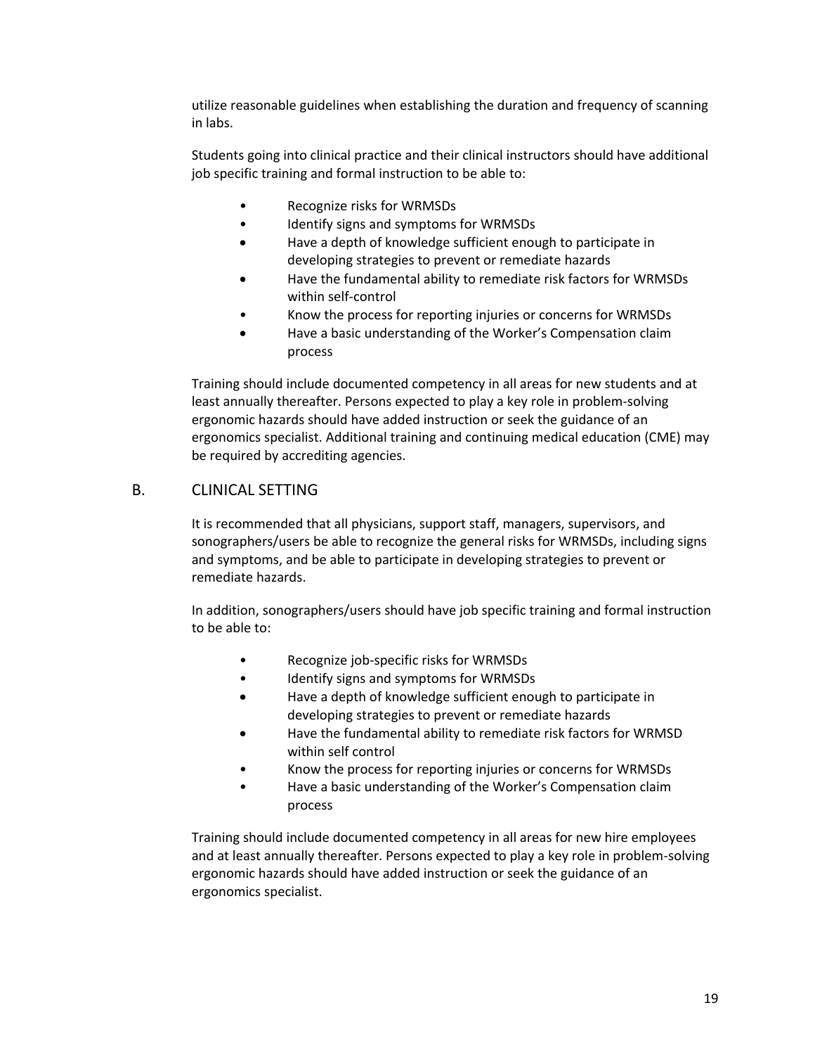utilize reasonable guidelines when establishing the duration and frequency of scanning in labs.

Students going into clinical practice and their clinical instructors should have additional job specific training and formal instruction to be able to:

- Recognize risks for WRMSDs
- Identify signs and symptoms for WRMSDs
- Have a depth of knowledge sufficient enough to participate in developing strategies to prevent or remediate hazards
- Have the fundamental ability to remediate risk factors for WRMSDs within self-control
- Know the process for reporting injuries or concerns for WRMSDs
- Have a basic understanding of the Worker's Compensation claim process

Training should include documented competency in all areas for new students and at least annually thereafter. Persons expected to play a key role in problem-solving ergonomic hazards should have added instruction or seek the guidance of an ergonomics specialist. Additional training and continuing medical education (CME) may be required by accrediting agencies.

## B. CLINICAL SETTING

It is recommended that all physicians, support staff, managers, supervisors, and sonographers/users be able to recognize the general risks for WRMSDs, including signs and symptoms, and be able to participate in developing strategies to prevent or remediate hazards.

In addition, sonographers/users should have job specific training and formal instruction to be able to:

- Recognize job-specific risks for WRMSDs
- Identify signs and symptoms for WRMSDs
- Have a depth of knowledge sufficient enough to participate in developing strategies to prevent or remediate hazards
- Have the fundamental ability to remediate risk factors for WRMSD within self control
- Know the process for reporting injuries or concerns for WRMSDs
- Have a basic understanding of the Worker's Compensation claim process

Training should include documented competency in all areas for new hire employees and at least annually thereafter. Persons expected to play a key role in problem-solving ergonomic hazards should have added instruction or seek the guidance of an ergonomics specialist.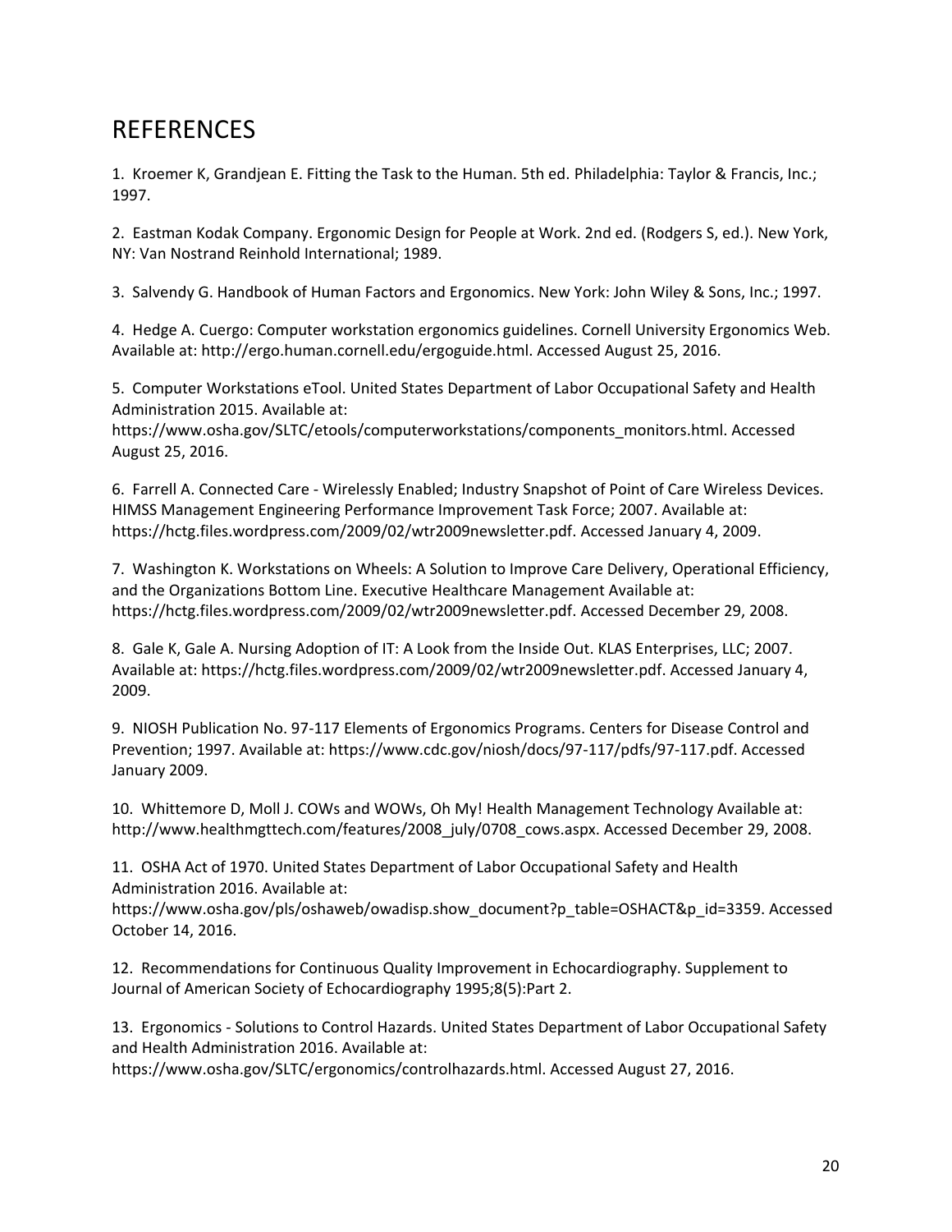# REFERENCES

1. Kroemer K, Grandjean E. Fitting the Task to the Human. 5th ed. Philadelphia: Taylor & Francis, Inc.; 1997.

2. Eastman Kodak Company. Ergonomic Design for People at Work. 2nd ed. (Rodgers S, ed.). New York, NY: Van Nostrand Reinhold International; 1989.

3. Salvendy G. Handbook of Human Factors and Ergonomics. New York: John Wiley & Sons, Inc.; 1997.

4. Hedge A. Cuergo: Computer workstation ergonomics guidelines. Cornell University Ergonomics Web. Available at: http://ergo.human.cornell.edu/ergoguide.html. Accessed August 25, 2016.

5. Computer Workstations eTool. United States Department of Labor Occupational Safety and Health Administration 2015. Available at: https://www.osha.gov/SLTC/etools/computerworkstations/components_monitors.html. Accessed August 25, 2016.

6. Farrell A. Connected Care - Wirelessly Enabled; Industry Snapshot of Point of Care Wireless Devices. HIMSS Management Engineering Performance Improvement Task Force; 2007. Available at: https://hctg.files.wordpress.com/2009/02/wtr2009newsletter.pdf. Accessed January 4, 2009.

7. Washington K. Workstations on Wheels: A Solution to Improve Care Delivery, Operational Efficiency, and the Organizations Bottom Line. Executive Healthcare Management Available at: https://hctg.files.wordpress.com/2009/02/wtr2009newsletter.pdf. Accessed December 29, 2008.

8. Gale K, Gale A. Nursing Adoption of IT: A Look from the Inside Out. KLAS Enterprises, LLC; 2007. Available at: https://hctg.files.wordpress.com/2009/02/wtr2009newsletter.pdf. Accessed January 4, 2009.

9. NIOSH Publication No. 97-117 Elements of Ergonomics Programs. Centers for Disease Control and Prevention; 1997. Available at: https://www.cdc.gov/niosh/docs/97-117/pdfs/97-117.pdf. Accessed January 2009.

10. Whittemore D, Moll J. COWs and WOWs, Oh My! Health Management Technology Available at: http://www.healthmgttech.com/features/2008_july/0708_cows.aspx. Accessed December 29, 2008.

11. OSHA Act of 1970. United States Department of Labor Occupational Safety and Health Administration 2016. Available at: https://www.osha.gov/pls/oshaweb/owadisp.show_document?p_table=OSHACT&p_id=3359. Accessed October 14, 2016.

12. Recommendations for Continuous Quality Improvement in Echocardiography. Supplement to Journal of American Society of Echocardiography 1995;8(5):Part 2.

13. Ergonomics - Solutions to Control Hazards. United States Department of Labor Occupational Safety and Health Administration 2016. Available at: https://www.osha.gov/SLTC/ergonomics/controlhazards.html. Accessed August 27, 2016.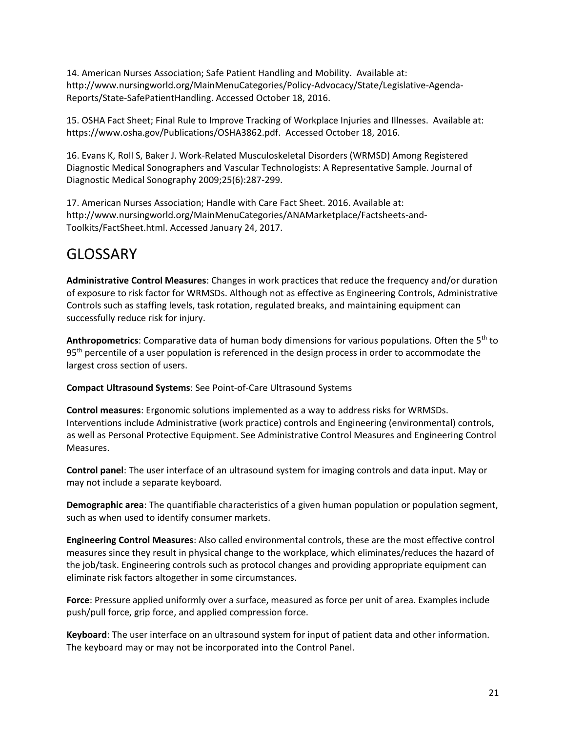14. American Nurses Association; Safe Patient Handling and Mobility. Available at: http://www.nursingworld.org/MainMenuCategories/Policy-Advocacy/State/Legislative-Agenda-Reports/State-SafePatientHandling. Accessed October 18, 2016.

15. OSHA Fact Sheet; Final Rule to Improve Tracking of Workplace Injuries and Illnesses. Available at: https://www.osha.gov/Publications/OSHA3862.pdf. Accessed October 18, 2016.

16. Evans K, Roll S, Baker J. Work-Related Musculoskeletal Disorders (WRMSD) Among Registered Diagnostic Medical Sonographers and Vascular Technologists: A Representative Sample. Journal of Diagnostic Medical Sonography 2009;25(6):287-299.

17. American Nurses Association; Handle with Care Fact Sheet. 2016. Available at: http://www.nursingworld.org/MainMenuCategories/ANAMarketplace/Factsheets-and-Toolkits/FactSheet.html. Accessed January 24, 2017.

# GLOSSARY

**Administrative Control Measures**: Changes in work practices that reduce the frequency and/or duration of exposure to risk factor for WRMSDs. Although not as effective as Engineering Controls, Administrative Controls such as staffing levels, task rotation, regulated breaks, and maintaining equipment can successfully reduce risk for injury.

**Anthropometrics**: Comparative data of human body dimensions for various populations. Often the 5$^{th}$ to 95$^{th}$ percentile of a user population is referenced in the design process in order to accommodate the largest cross section of users.

**Compact Ultrasound Systems**: See Point-of-Care Ultrasound Systems

**Control measures**: Ergonomic solutions implemented as a way to address risks for WRMSDs. Interventions include Administrative (work practice) controls and Engineering (environmental) controls, as well as Personal Protective Equipment. See Administrative Control Measures and Engineering Control Measures.

**Control panel**: The user interface of an ultrasound system for imaging controls and data input. May or may not include a separate keyboard.

**Demographic area**: The quantifiable characteristics of a given human population or population segment, such as when used to identify consumer markets.

**Engineering Control Measures**: Also called environmental controls, these are the most effective control measures since they result in physical change to the workplace, which eliminates/reduces the hazard of the job/task. Engineering controls such as protocol changes and providing appropriate equipment can eliminate risk factors altogether in some circumstances.

**Force**: Pressure applied uniformly over a surface, measured as force per unit of area. Examples include push/pull force, grip force, and applied compression force.

**Keyboard**: The user interface on an ultrasound system for input of patient data and other information. The keyboard may or may not be incorporated into the Control Panel.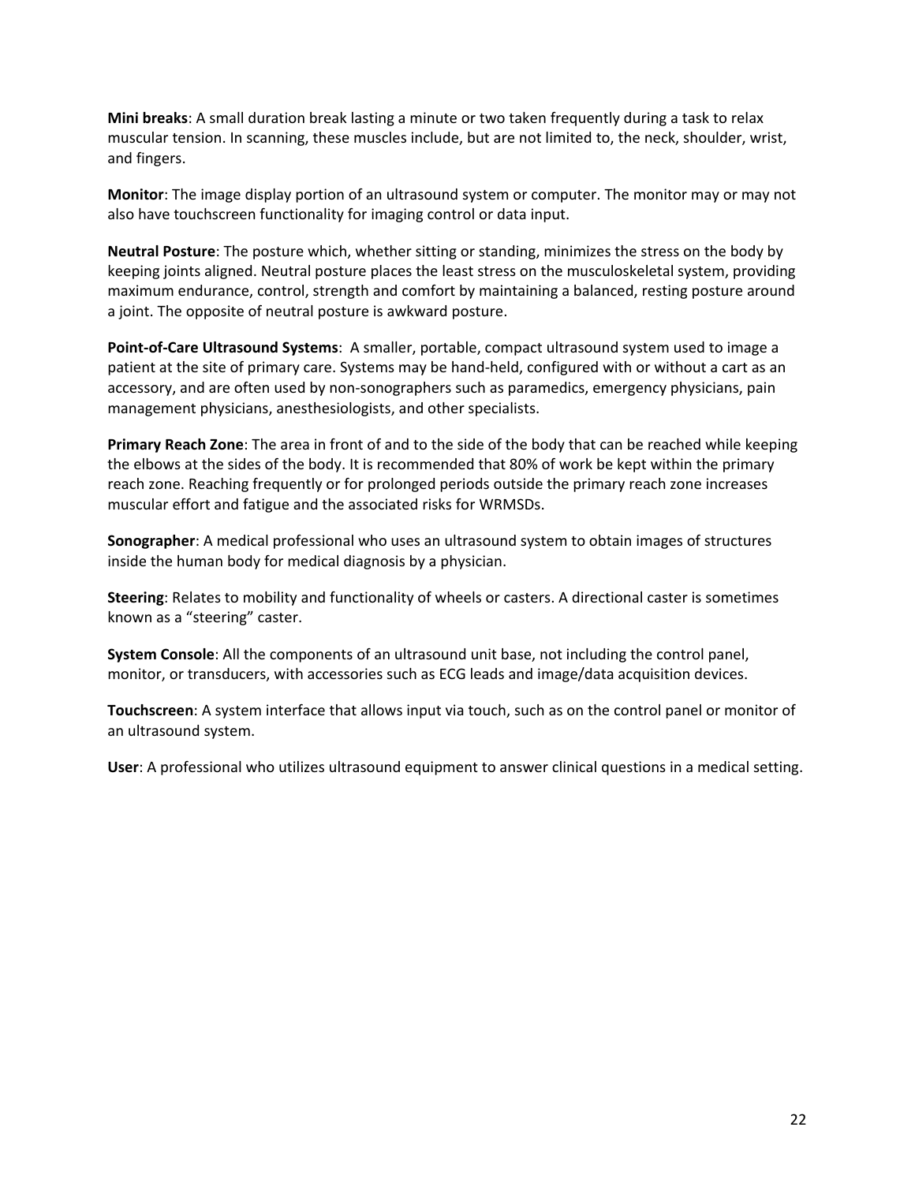**Mini breaks**: A small duration break lasting a minute or two taken frequently during a task to relax muscular tension. In scanning, these muscles include, but are not limited to, the neck, shoulder, wrist, and fingers.

**Monitor**: The image display portion of an ultrasound system or computer. The monitor may or may not also have touchscreen functionality for imaging control or data input.

**Neutral Posture**: The posture which, whether sitting or standing, minimizes the stress on the body by keeping joints aligned. Neutral posture places the least stress on the musculoskeletal system, providing maximum endurance, control, strength and comfort by maintaining a balanced, resting posture around a joint. The opposite of neutral posture is awkward posture.

**Point-of-Care Ultrasound Systems**: A smaller, portable, compact ultrasound system used to image a patient at the site of primary care. Systems may be hand-held, configured with or without a cart as an accessory, and are often used by non-sonographers such as paramedics, emergency physicians, pain management physicians, anesthesiologists, and other specialists.

**Primary Reach Zone**: The area in front of and to the side of the body that can be reached while keeping the elbows at the sides of the body. It is recommended that 80% of work be kept within the primary reach zone. Reaching frequently or for prolonged periods outside the primary reach zone increases muscular effort and fatigue and the associated risks for WRMSDs.

**Sonographer**: A medical professional who uses an ultrasound system to obtain images of structures inside the human body for medical diagnosis by a physician.

**Steering**: Relates to mobility and functionality of wheels or casters. A directional caster is sometimes known as a "steering" caster.

**System Console**: All the components of an ultrasound unit base, not including the control panel, monitor, or transducers, with accessories such as ECG leads and image/data acquisition devices.

**Touchscreen**: A system interface that allows input via touch, such as on the control panel or monitor of an ultrasound system.

**User**: A professional who utilizes ultrasound equipment to answer clinical questions in a medical setting.